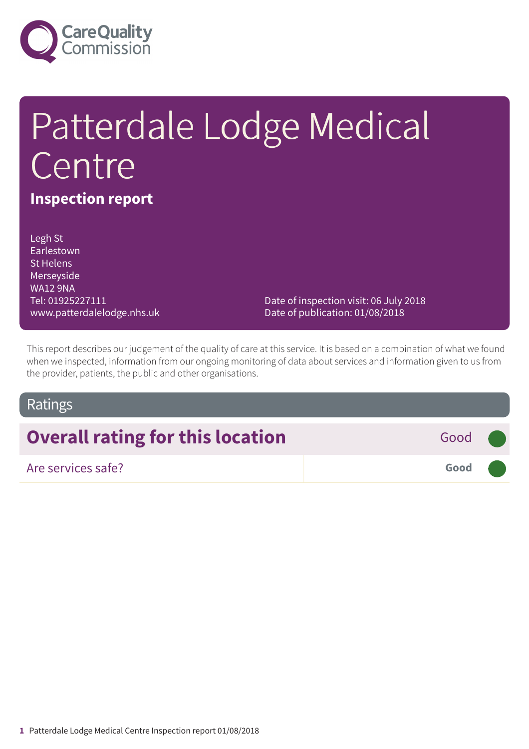Care Quality Commission

# Patterdale Lodge Medical Centre

**Inspection report**

Legh St
Earlestown
St Helens
Merseyside
WA12 9NA
Tel: 01925227111
www.patterdalelodge.nhs.uk

Date of inspection visit: 06 July 2018
Date of publication: 01/08/2018

This report describes our judgement of the quality of care at this service. It is based on a combination of what we found when we inspected, information from our ongoing monitoring of data about services and information given to us from the provider, patients, the public and other organisations.

## Ratings

| **Overall rating for this location** | Good |
|---|---|
| Are services safe? | **Good** |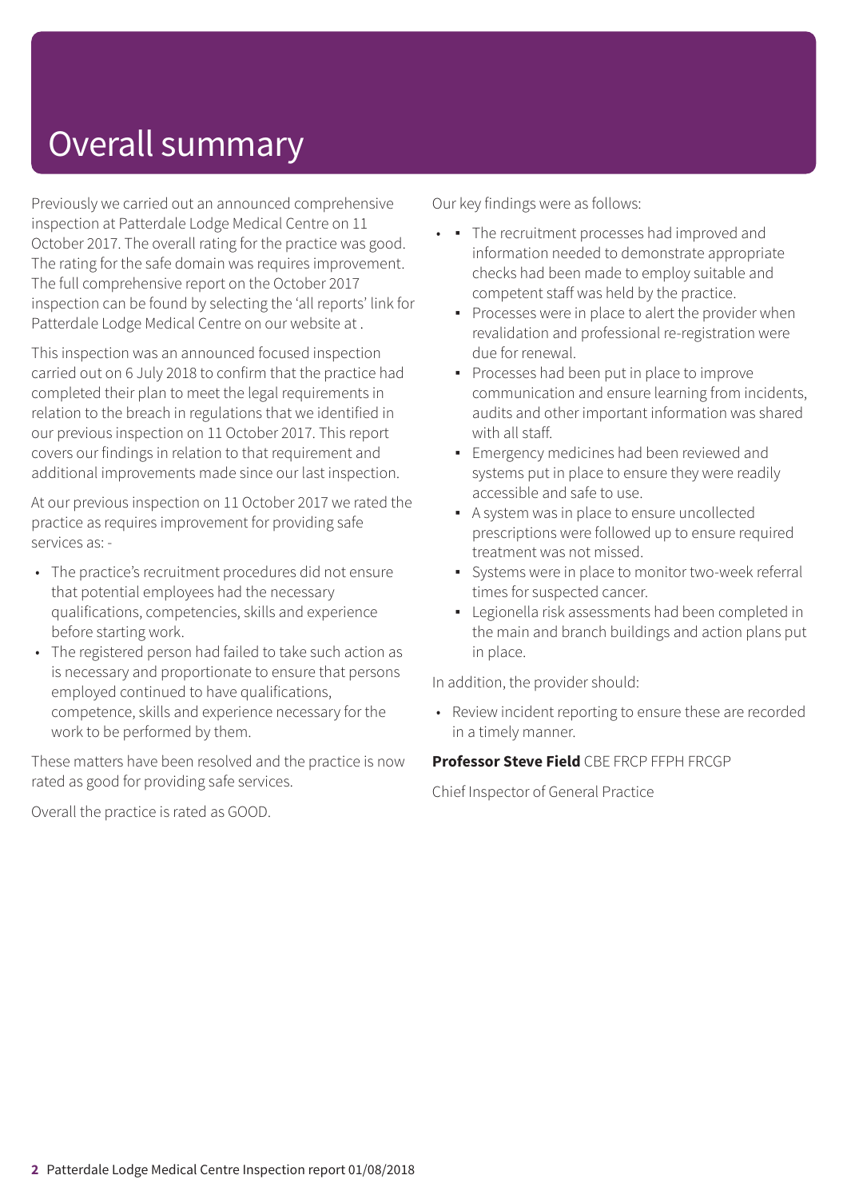# Overall summary

Previously we carried out an announced comprehensive inspection at Patterdale Lodge Medical Centre on 11 October 2017. The overall rating for the practice was good. The rating for the safe domain was requires improvement. The full comprehensive report on the October 2017 inspection can be found by selecting the 'all reports' link for Patterdale Lodge Medical Centre on our website at .

This inspection was an announced focused inspection carried out on 6 July 2018 to confirm that the practice had completed their plan to meet the legal requirements in relation to the breach in regulations that we identified in our previous inspection on 11 October 2017. This report covers our findings in relation to that requirement and additional improvements made since our last inspection.

At our previous inspection on 11 October 2017 we rated the practice as requires improvement for providing safe services as: -

- The practice's recruitment procedures did not ensure that potential employees had the necessary qualifications, competencies, skills and experience before starting work.
- The registered person had failed to take such action as is necessary and proportionate to ensure that persons employed continued to have qualifications, competence, skills and experience necessary for the work to be performed by them.

These matters have been resolved and the practice is now rated as good for providing safe services.

Overall the practice is rated as GOOD.

Our key findings were as follows:

- The recruitment processes had improved and information needed to demonstrate appropriate checks had been made to employ suitable and competent staff was held by the practice.
- Processes were in place to alert the provider when revalidation and professional re-registration were due for renewal.
- Processes had been put in place to improve communication and ensure learning from incidents, audits and other important information was shared with all staff.
- Emergency medicines had been reviewed and systems put in place to ensure they were readily accessible and safe to use.
- A system was in place to ensure uncollected prescriptions were followed up to ensure required treatment was not missed.
- Systems were in place to monitor two-week referral times for suspected cancer.
- Legionella risk assessments had been completed in the main and branch buildings and action plans put in place.

In addition, the provider should:

- Review incident reporting to ensure these are recorded in a timely manner.

**Professor Steve Field** CBE FRCP FFPH FRCGP

Chief Inspector of General Practice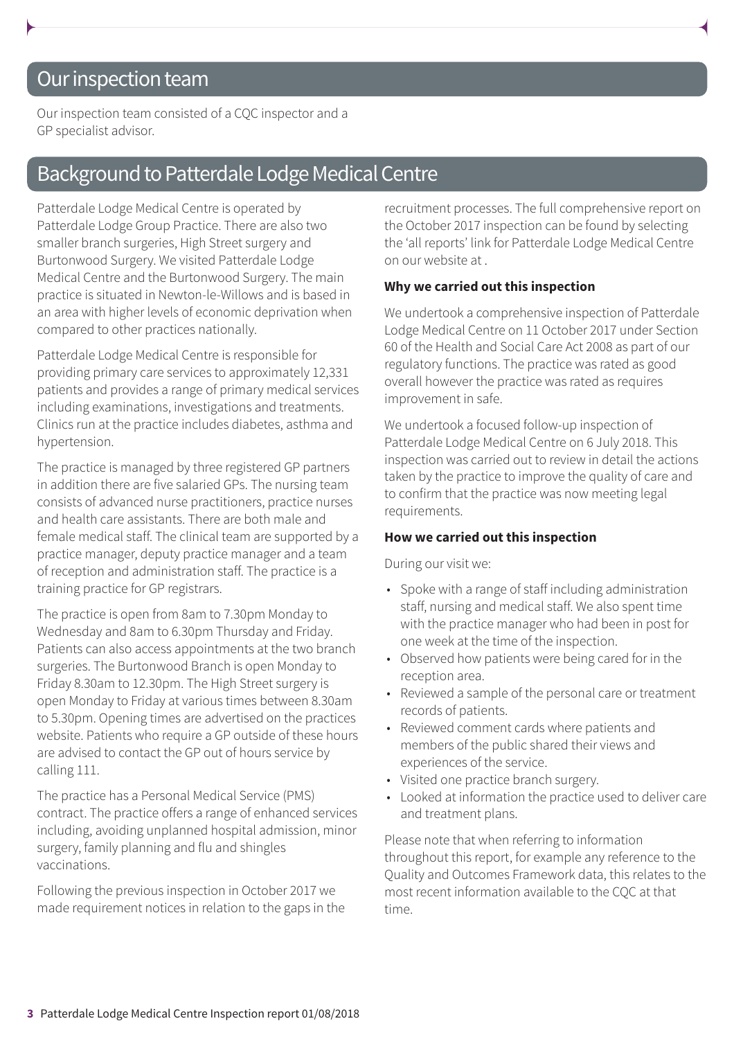## Our inspection team

Our inspection team consisted of a CQC inspector and a GP specialist advisor.

## Background to Patterdale Lodge Medical Centre

Patterdale Lodge Medical Centre is operated by Patterdale Lodge Group Practice. There are also two smaller branch surgeries, High Street surgery and Burtonwood Surgery. We visited Patterdale Lodge Medical Centre and the Burtonwood Surgery. The main practice is situated in Newton-le-Willows and is based in an area with higher levels of economic deprivation when compared to other practices nationally.

Patterdale Lodge Medical Centre is responsible for providing primary care services to approximately 12,331 patients and provides a range of primary medical services including examinations, investigations and treatments. Clinics run at the practice includes diabetes, asthma and hypertension.

The practice is managed by three registered GP partners in addition there are five salaried GPs. The nursing team consists of advanced nurse practitioners, practice nurses and health care assistants. There are both male and female medical staff. The clinical team are supported by a practice manager, deputy practice manager and a team of reception and administration staff. The practice is a training practice for GP registrars.

The practice is open from 8am to 7.30pm Monday to Wednesday and 8am to 6.30pm Thursday and Friday. Patients can also access appointments at the two branch surgeries. The Burtonwood Branch is open Monday to Friday 8.30am to 12.30pm. The High Street surgery is open Monday to Friday at various times between 8.30am to 5.30pm. Opening times are advertised on the practices website. Patients who require a GP outside of these hours are advised to contact the GP out of hours service by calling 111.

The practice has a Personal Medical Service (PMS) contract. The practice offers a range of enhanced services including, avoiding unplanned hospital admission, minor surgery, family planning and flu and shingles vaccinations.

Following the previous inspection in October 2017 we made requirement notices in relation to the gaps in the recruitment processes. The full comprehensive report on the October 2017 inspection can be found by selecting the 'all reports' link for Patterdale Lodge Medical Centre on our website at .

**Why we carried out this inspection**

We undertook a comprehensive inspection of Patterdale Lodge Medical Centre on 11 October 2017 under Section 60 of the Health and Social Care Act 2008 as part of our regulatory functions. The practice was rated as good overall however the practice was rated as requires improvement in safe.

We undertook a focused follow-up inspection of Patterdale Lodge Medical Centre on 6 July 2018. This inspection was carried out to review in detail the actions taken by the practice to improve the quality of care and to confirm that the practice was now meeting legal requirements.

**How we carried out this inspection**

During our visit we:

- Spoke with a range of staff including administration staff, nursing and medical staff. We also spent time with the practice manager who had been in post for one week at the time of the inspection.
- Observed how patients were being cared for in the reception area.
- Reviewed a sample of the personal care or treatment records of patients.
- Reviewed comment cards where patients and members of the public shared their views and experiences of the service.
- Visited one practice branch surgery.
- Looked at information the practice used to deliver care and treatment plans.

Please note that when referring to information throughout this report, for example any reference to the Quality and Outcomes Framework data, this relates to the most recent information available to the CQC at that time.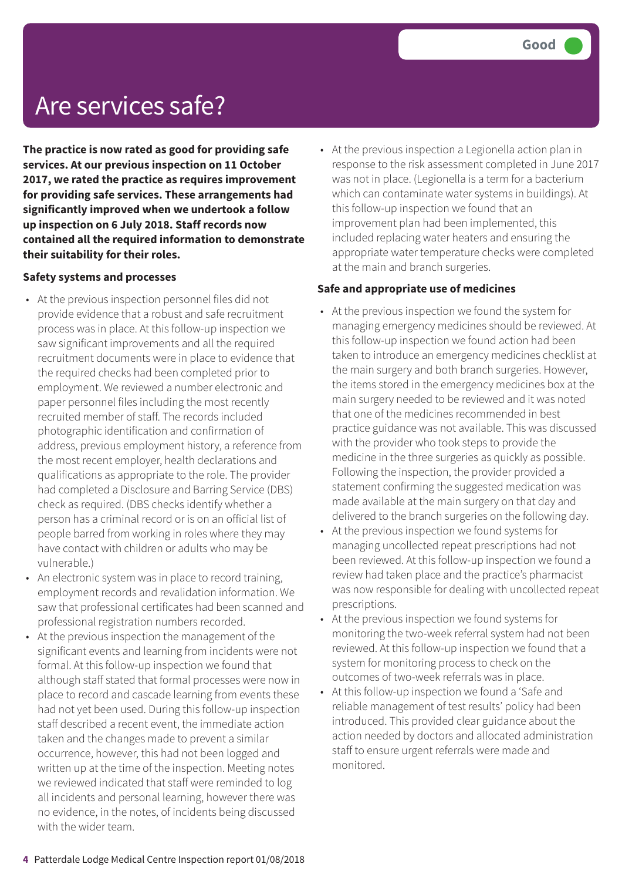Good

# Are services safe?

**The practice is now rated as good for providing safe services. At our previous inspection on 11 October 2017, we rated the practice as requires improvement for providing safe services. These arrangements had significantly improved when we undertook a follow up inspection on 6 July 2018. Staff records now contained all the required information to demonstrate their suitability for their roles.**

### Safety systems and processes

- At the previous inspection personnel files did not provide evidence that a robust and safe recruitment process was in place. At this follow-up inspection we saw significant improvements and all the required recruitment documents were in place to evidence that the required checks had been completed prior to employment. We reviewed a number electronic and paper personnel files including the most recently recruited member of staff. The records included photographic identification and confirmation of address, previous employment history, a reference from the most recent employer, health declarations and qualifications as appropriate to the role. The provider had completed a Disclosure and Barring Service (DBS) check as required. (DBS checks identify whether a person has a criminal record or is on an official list of people barred from working in roles where they may have contact with children or adults who may be vulnerable.)
- An electronic system was in place to record training, employment records and revalidation information. We saw that professional certificates had been scanned and professional registration numbers recorded.
- At the previous inspection the management of the significant events and learning from incidents were not formal. At this follow-up inspection we found that although staff stated that formal processes were now in place to record and cascade learning from events these had not yet been used. During this follow-up inspection staff described a recent event, the immediate action taken and the changes made to prevent a similar occurrence, however, this had not been logged and written up at the time of the inspection. Meeting notes we reviewed indicated that staff were reminded to log all incidents and personal learning, however there was no evidence, in the notes, of incidents being discussed with the wider team.
- At the previous inspection a Legionella action plan in response to the risk assessment completed in June 2017 was not in place. (Legionella is a term for a bacterium which can contaminate water systems in buildings). At this follow-up inspection we found that an improvement plan had been implemented, this included replacing water heaters and ensuring the appropriate water temperature checks were completed at the main and branch surgeries.

### Safe and appropriate use of medicines

- At the previous inspection we found the system for managing emergency medicines should be reviewed. At this follow-up inspection we found action had been taken to introduce an emergency medicines checklist at the main surgery and both branch surgeries. However, the items stored in the emergency medicines box at the main surgery needed to be reviewed and it was noted that one of the medicines recommended in best practice guidance was not available. This was discussed with the provider who took steps to provide the medicine in the three surgeries as quickly as possible. Following the inspection, the provider provided a statement confirming the suggested medication was made available at the main surgery on that day and delivered to the branch surgeries on the following day.
- At the previous inspection we found systems for managing uncollected repeat prescriptions had not been reviewed. At this follow-up inspection we found a review had taken place and the practice's pharmacist was now responsible for dealing with uncollected repeat prescriptions.
- At the previous inspection we found systems for monitoring the two-week referral system had not been reviewed. At this follow-up inspection we found that a system for monitoring process to check on the outcomes of two-week referrals was in place.
- At this follow-up inspection we found a 'Safe and reliable management of test results' policy had been introduced. This provided clear guidance about the action needed by doctors and allocated administration staff to ensure urgent referrals were made and monitored.